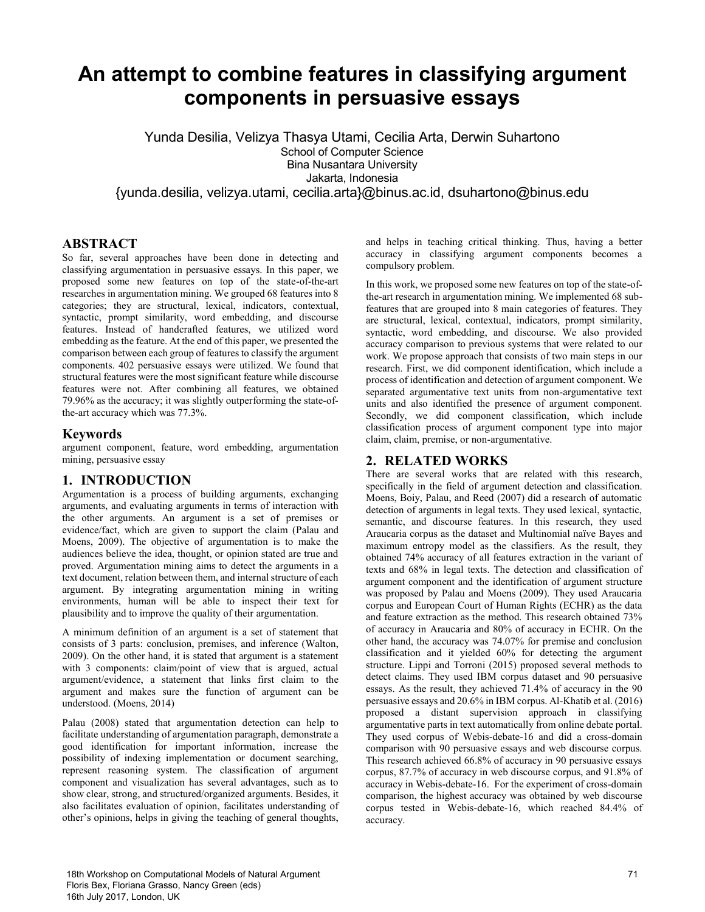# An attempt to combine features in classifying argument components in persuasive essays

Yunda Desilia, Velizya Thasya Utami, Cecilia Arta, Derwin Suhartono
School of Computer Science
Bina Nusantara University
Jakarta, Indonesia
{yunda.desilia, velizya.utami, cecilia.arta}@binus.ac.id, dsuhartono@binus.edu

## ABSTRACT

So far, several approaches have been done in detecting and classifying argumentation in persuasive essays. In this paper, we proposed some new features on top of the state-of-the-art researches in argumentation mining. We grouped 68 features into 8 categories; they are structural, lexical, indicators, contextual, syntactic, prompt similarity, word embedding, and discourse features. Instead of handcrafted features, we utilized word embedding as the feature. At the end of this paper, we presented the comparison between each group of features to classify the argument components. 402 persuasive essays were utilized. We found that structural features were the most significant feature while discourse features were not. After combining all features, we obtained 79.96% as the accuracy; it was slightly outperforming the state-of-the-art accuracy which was 77.3%.

## Keywords

argument component, feature, word embedding, argumentation mining, persuasive essay

## 1. INTRODUCTION

Argumentation is a process of building arguments, exchanging arguments, and evaluating arguments in terms of interaction with the other arguments. An argument is a set of premises or evidence/fact, which are given to support the claim (Palau and Moens, 2009). The objective of argumentation is to make the audiences believe the idea, thought, or opinion stated are true and proved. Argumentation mining aims to detect the arguments in a text document, relation between them, and internal structure of each argument. By integrating argumentation mining in writing environments, human will be able to inspect their text for plausibility and to improve the quality of their argumentation.

A minimum definition of an argument is a set of statement that consists of 3 parts: conclusion, premises, and inference (Walton, 2009). On the other hand, it is stated that argument is a statement with 3 components: claim/point of view that is argued, actual argument/evidence, a statement that links first claim to the argument and makes sure the function of argument can be understood. (Moens, 2014)

Palau (2008) stated that argumentation detection can help to facilitate understanding of argumentation paragraph, demonstrate a good identification for important information, increase the possibility of indexing implementation or document searching, represent reasoning system. The classification of argument component and visualization has several advantages, such as to show clear, strong, and structured/organized arguments. Besides, it also facilitates evaluation of opinion, facilitates understanding of other's opinions, helps in giving the teaching of general thoughts, and helps in teaching critical thinking. Thus, having a better accuracy in classifying argument components becomes a compulsory problem.

In this work, we proposed some new features on top of the state-of-the-art research in argumentation mining. We implemented 68 sub-features that are grouped into 8 main categories of features. They are structural, lexical, contextual, indicators, prompt similarity, syntactic, word embedding, and discourse. We also provided accuracy comparison to previous systems that were related to our work. We propose approach that consists of two main steps in our research. First, we did component identification, which include a process of identification and detection of argument component. We separated argumentative text units from non-argumentative text units and also identified the presence of argument component. Secondly, we did component classification, which include classification process of argument component type into major claim, claim, premise, or non-argumentative.

## 2. RELATED WORKS

There are several works that are related with this research, specifically in the field of argument detection and classification. Moens, Boiy, Palau, and Reed (2007) did a research of automatic detection of arguments in legal texts. They used lexical, syntactic, semantic, and discourse features. In this research, they used Araucaria corpus as the dataset and Multinomial naïve Bayes and maximum entropy model as the classifiers. As the result, they obtained 74% accuracy of all features extraction in the variant of texts and 68% in legal texts. The detection and classification of argument component and the identification of argument structure was proposed by Palau and Moens (2009). They used Araucaria corpus and European Court of Human Rights (ECHR) as the data and feature extraction as the method. This research obtained 73% of accuracy in Araucaria and 80% of accuracy in ECHR. On the other hand, the accuracy was 74.07% for premise and conclusion classification and it yielded 60% for detecting the argument structure. Lippi and Torroni (2015) proposed several methods to detect claims. They used IBM corpus dataset and 90 persuasive essays. As the result, they achieved 71.4% of accuracy in the 90 persuasive essays and 20.6% in IBM corpus. Al-Khatib et al. (2016) proposed a distant supervision approach in classifying argumentative parts in text automatically from online debate portal. They used corpus of Webis-debate-16 and did a cross-domain comparison with 90 persuasive essays and web discourse corpus. This research achieved 66.8% of accuracy in 90 persuasive essays corpus, 87.7% of accuracy in web discourse corpus, and 91.8% of accuracy in Webis-debate-16. For the experiment of cross-domain comparison, the highest accuracy was obtained by web discourse corpus tested in Webis-debate-16, which reached 84.4% of accuracy.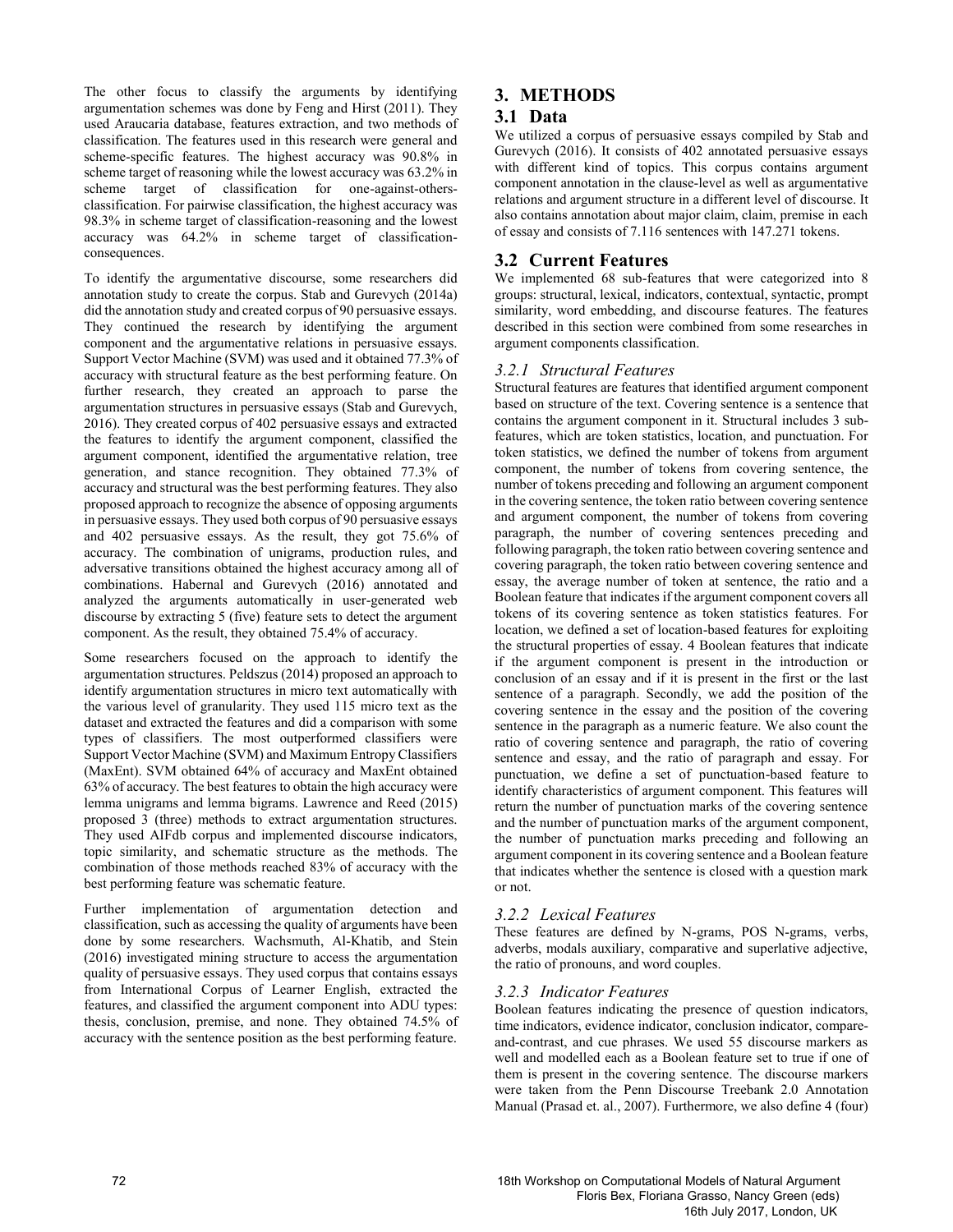The other focus to classify the arguments by identifying argumentation schemes was done by Feng and Hirst (2011). They used Araucaria database, features extraction, and two methods of classification. The features used in this research were general and scheme-specific features. The highest accuracy was 90.8% in scheme target of reasoning while the lowest accuracy was 63.2% in scheme target of classification for one-against-others-classification. For pairwise classification, the highest accuracy was 98.3% in scheme target of classification-reasoning and the lowest accuracy was 64.2% in scheme target of classification-consequences.

To identify the argumentative discourse, some researchers did annotation study to create the corpus. Stab and Gurevych (2014a) did the annotation study and created corpus of 90 persuasive essays. They continued the research by identifying the argument component and the argumentative relations in persuasive essays. Support Vector Machine (SVM) was used and it obtained 77.3% of accuracy with structural feature as the best performing feature. On further research, they created an approach to parse the argumentation structures in persuasive essays (Stab and Gurevych, 2016). They created corpus of 402 persuasive essays and extracted the features to identify the argument component, classified the argument component, identified the argumentative relation, tree generation, and stance recognition. They obtained 77.3% of accuracy and structural was the best performing features. They also proposed approach to recognize the absence of opposing arguments in persuasive essays. They used both corpus of 90 persuasive essays and 402 persuasive essays. As the result, they got 75.6% of accuracy. The combination of unigrams, production rules, and adversative transitions obtained the highest accuracy among all of combinations. Habernal and Gurevych (2016) annotated and analyzed the arguments automatically in user-generated web discourse by extracting 5 (five) feature sets to detect the argument component. As the result, they obtained 75.4% of accuracy.

Some researchers focused on the approach to identify the argumentation structures. Peldszus (2014) proposed an approach to identify argumentation structures in micro text automatically with the various level of granularity. They used 115 micro text as the dataset and extracted the features and did a comparison with some types of classifiers. The most outperformed classifiers were Support Vector Machine (SVM) and Maximum Entropy Classifiers (MaxEnt). SVM obtained 64% of accuracy and MaxEnt obtained 63% of accuracy. The best features to obtain the high accuracy were lemma unigrams and lemma bigrams. Lawrence and Reed (2015) proposed 3 (three) methods to extract argumentation structures. They used AIFdb corpus and implemented discourse indicators, topic similarity, and schematic structure as the methods. The combination of those methods reached 83% of accuracy with the best performing feature was schematic feature.

Further implementation of argumentation detection and classification, such as accessing the quality of arguments have been done by some researchers. Wachsmuth, Al-Khatib, and Stein (2016) investigated mining structure to access the argumentation quality of persuasive essays. They used corpus that contains essays from International Corpus of Learner English, extracted the features, and classified the argument component into ADU types: thesis, conclusion, premise, and none. They obtained 74.5% of accuracy with the sentence position as the best performing feature.

# 3. METHODS

## 3.1 Data

We utilized a corpus of persuasive essays compiled by Stab and Gurevych (2016). It consists of 402 annotated persuasive essays with different kind of topics. This corpus contains argument component annotation in the clause-level as well as argumentative relations and argument structure in a different level of discourse. It also contains annotation about major claim, claim, premise in each of essay and consists of 7.116 sentences with 147.271 tokens.

## 3.2 Current Features

We implemented 68 sub-features that were categorized into 8 groups: structural, lexical, indicators, contextual, syntactic, prompt similarity, word embedding, and discourse features. The features described in this section were combined from some researches in argument components classification.

### *3.2.1 Structural Features*

Structural features are features that identified argument component based on structure of the text. Covering sentence is a sentence that contains the argument component in it. Structural includes 3 sub-features, which are token statistics, location, and punctuation. For token statistics, we defined the number of tokens from argument component, the number of tokens from covering sentence, the number of tokens preceding and following an argument component in the covering sentence, the token ratio between covering sentence and argument component, the number of tokens from covering paragraph, the number of covering sentences preceding and following paragraph, the token ratio between covering sentence and covering paragraph, the token ratio between covering sentence and essay, the average number of token at sentence, the ratio and a Boolean feature that indicates if the argument component covers all tokens of its covering sentence as token statistics features. For location, we defined a set of location-based features for exploiting the structural properties of essay. 4 Boolean features that indicate if the argument component is present in the introduction or conclusion of an essay and if it is present in the first or the last sentence of a paragraph. Secondly, we add the position of the covering sentence in the essay and the position of the covering sentence in the paragraph as a numeric feature. We also count the ratio of covering sentence and paragraph, the ratio of covering sentence and essay, and the ratio of paragraph and essay. For punctuation, we define a set of punctuation-based feature to identify characteristics of argument component. This features will return the number of punctuation marks of the covering sentence and the number of punctuation marks of the argument component, the number of punctuation marks preceding and following an argument component in its covering sentence and a Boolean feature that indicates whether the sentence is closed with a question mark or not.

### *3.2.2 Lexical Features*

These features are defined by N-grams, POS N-grams, verbs, adverbs, modals auxiliary, comparative and superlative adjective, the ratio of pronouns, and word couples.

### *3.2.3 Indicator Features*

Boolean features indicating the presence of question indicators, time indicators, evidence indicator, conclusion indicator, compare-and-contrast, and cue phrases. We used 55 discourse markers as well and modelled each as a Boolean feature set to true if one of them is present in the covering sentence. The discourse markers were taken from the Penn Discourse Treebank 2.0 Annotation Manual (Prasad et. al., 2007). Furthermore, we also define 4 (four)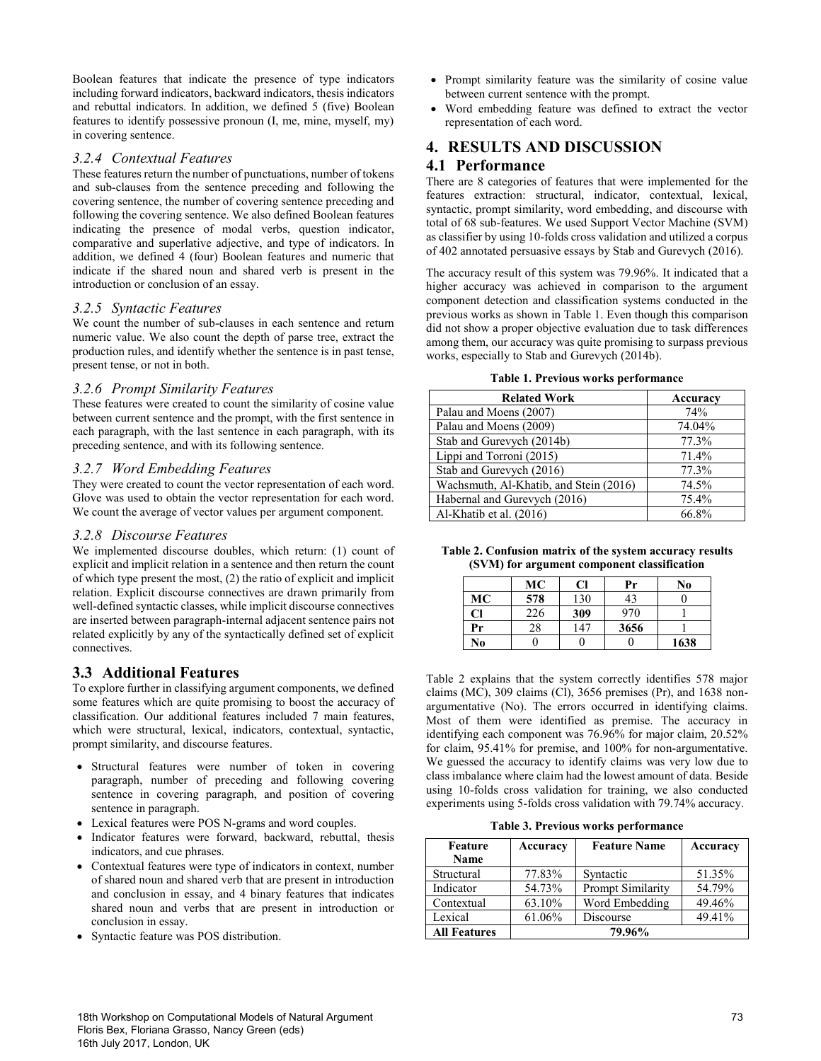Boolean features that indicate the presence of type indicators including forward indicators, backward indicators, thesis indicators and rebuttal indicators. In addition, we defined 5 (five) Boolean features to identify possessive pronoun (I, me, mine, myself, my) in covering sentence.

### 3.2.4 *Contextual Features*

These features return the number of punctuations, number of tokens and sub-clauses from the sentence preceding and following the covering sentence, the number of covering sentence preceding and following the covering sentence. We also defined Boolean features indicating the presence of modal verbs, question indicator, comparative and superlative adjective, and type of indicators. In addition, we defined 4 (four) Boolean features and numeric that indicate if the shared noun and shared verb is present in the introduction or conclusion of an essay.

### 3.2.5 *Syntactic Features*

We count the number of sub-clauses in each sentence and return numeric value. We also count the depth of parse tree, extract the production rules, and identify whether the sentence is in past tense, present tense, or not in both.

### 3.2.6 *Prompt Similarity Features*

These features were created to count the similarity of cosine value between current sentence and the prompt, with the first sentence in each paragraph, with the last sentence in each paragraph, with its preceding sentence, and with its following sentence.

### 3.2.7 *Word Embedding Features*

They were created to count the vector representation of each word. Glove was used to obtain the vector representation for each word. We count the average of vector values per argument component.

### 3.2.8 *Discourse Features*

We implemented discourse doubles, which return: (1) count of explicit and implicit relation in a sentence and then return the count of which type present the most, (2) the ratio of explicit and implicit relation. Explicit discourse connectives are drawn primarily from well-defined syntactic classes, while implicit discourse connectives are inserted between paragraph-internal adjacent sentence pairs not related explicitly by any of the syntactically defined set of explicit connectives.

## 3.3 Additional Features

To explore further in classifying argument components, we defined some features which are quite promising to boost the accuracy of classification. Our additional features included 7 main features, which were structural, lexical, indicators, contextual, syntactic, prompt similarity, and discourse features.

- Structural features were number of token in covering paragraph, number of preceding and following covering sentence in covering paragraph, and position of covering sentence in paragraph.
- Lexical features were POS N-grams and word couples.
- Indicator features were forward, backward, rebuttal, thesis indicators, and cue phrases.
- Contextual features were type of indicators in context, number of shared noun and shared verb that are present in introduction and conclusion in essay, and 4 binary features that indicates shared noun and verbs that are present in introduction or conclusion in essay.
- Syntactic feature was POS distribution.
- Prompt similarity feature was the similarity of cosine value between current sentence with the prompt.
- Word embedding feature was defined to extract the vector representation of each word.

# 4. RESULTS AND DISCUSSION

## 4.1 Performance

There are 8 categories of features that were implemented for the features extraction: structural, indicator, contextual, lexical, syntactic, prompt similarity, word embedding, and discourse with total of 68 sub-features. We used Support Vector Machine (SVM) as classifier by using 10-folds cross validation and utilized a corpus of 402 annotated persuasive essays by Stab and Gurevych (2016).

The accuracy result of this system was 79.96%. It indicated that a higher accuracy was achieved in comparison to the argument component detection and classification systems conducted in the previous works as shown in Table 1. Even though this comparison did not show a proper objective evaluation due to task differences among them, our accuracy was quite promising to surpass previous works, especially to Stab and Gurevych (2014b).

**Table 1. Previous works performance**

| Related Work | Accuracy |
|---|---|
| Palau and Moens (2007) | 74% |
| Palau and Moens (2009) | 74.04% |
| Stab and Gurevych (2014b) | 77.3% |
| Lippi and Torroni (2015) | 71.4% |
| Stab and Gurevych (2016) | 77.3% |
| Wachsmuth, Al-Khatib, and Stein (2016) | 74.5% |
| Habernal and Gurevych (2016) | 75.4% |
| Al-Khatib et al. (2016) | 66.8% |

**Table 2. Confusion matrix of the system accuracy results (SVM) for argument component classification**

| | MC | Cl | Pr | No |
|---|---|---|---|---|
| **MC** | **578** | 130 | 43 | 0 |
| **Cl** | 226 | **309** | 970 | 1 |
| **Pr** | 28 | 147 | **3656** | 1 |
| **No** | 0 | 0 | 0 | **1638** |

Table 2 explains that the system correctly identifies 578 major claims (MC), 309 claims (Cl), 3656 premises (Pr), and 1638 non-argumentative (No). The errors occurred in identifying claims. Most of them were identified as premise. The accuracy in identifying each component was 76.96% for major claim, 20.52% for claim, 95.41% for premise, and 100% for non-argumentative. We guessed the accuracy to identify claims was very low due to class imbalance where claim had the lowest amount of data. Beside using 10-folds cross validation for training, we also conducted experiments using 5-folds cross validation with 79.74% accuracy.

**Table 3. Previous works performance**

| Feature Name | Accuracy | Feature Name | Accuracy |
|---|---|---|---|
| Structural | 77.83% | Syntactic | 51.35% |
| Indicator | 54.73% | Prompt Similarity | 54.79% |
| Contextual | 63.10% | Word Embedding | 49.46% |
| Lexical | 61.06% | Discourse | 49.41% |
| **All Features** | **79.96%** | | |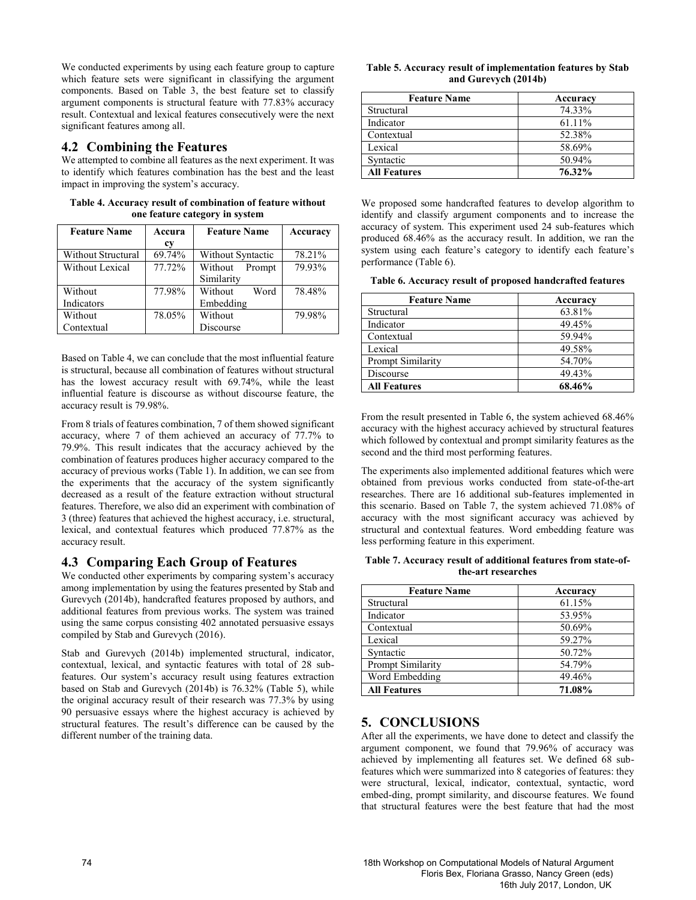We conducted experiments by using each feature group to capture which feature sets were significant in classifying the argument components. Based on Table 3, the best feature set to classify argument components is structural feature with 77.83% accuracy result. Contextual and lexical features consecutively were the next significant features among all.

## 4.2 Combining the Features

We attempted to combine all features as the next experiment. It was to identify which features combination has the best and the least impact in improving the system's accuracy.

**Table 4. Accuracy result of combination of feature without one feature category in system**

| Feature Name | Accuracy | Feature Name | Accuracy |
|---|---|---|---|
| Without Structural | 69.74% | Without Syntactic | 78.21% |
| Without Lexical | 77.72% | Without Prompt Similarity | 79.93% |
| Without Indicators | 77.98% | Without Word Embedding | 78.48% |
| Without Contextual | 78.05% | Without Discourse | 79.98% |

Based on Table 4, we can conclude that the most influential feature is structural, because all combination of features without structural has the lowest accuracy result with 69.74%, while the least influential feature is discourse as without discourse feature, the accuracy result is 79.98%.

From 8 trials of features combination, 7 of them showed significant accuracy, where 7 of them achieved an accuracy of 77.7% to 79.9%. This result indicates that the accuracy achieved by the combination of features produces higher accuracy compared to the accuracy of previous works (Table 1). In addition, we can see from the experiments that the accuracy of the system significantly decreased as a result of the feature extraction without structural features. Therefore, we also did an experiment with combination of 3 (three) features that achieved the highest accuracy, i.e. structural, lexical, and contextual features which produced 77.87% as the accuracy result.

## 4.3 Comparing Each Group of Features

We conducted other experiments by comparing system's accuracy among implementation by using the features presented by Stab and Gurevych (2014b), handcrafted features proposed by authors, and additional features from previous works. The system was trained using the same corpus consisting 402 annotated persuasive essays compiled by Stab and Gurevych (2016).

Stab and Gurevych (2014b) implemented structural, indicator, contextual, lexical, and syntactic features with total of 28 sub-features. Our system's accuracy result using features extraction based on Stab and Gurevych (2014b) is 76.32% (Table 5), while the original accuracy result of their research was 77.3% by using 90 persuasive essays where the highest accuracy is achieved by structural features. The result's difference can be caused by the different number of the training data.

**Table 5. Accuracy result of implementation features by Stab and Gurevych (2014b)**

| Feature Name | Accuracy |
|---|---|
| Structural | 74.33% |
| Indicator | 61.11% |
| Contextual | 52.38% |
| Lexical | 58.69% |
| Syntactic | 50.94% |
| **All Features** | **76.32%** |

We proposed some handcrafted features to develop algorithm to identify and classify argument components and to increase the accuracy of system. This experiment used 24 sub-features which produced 68.46% as the accuracy result. In addition, we ran the system using each feature's category to identify each feature's performance (Table 6).

**Table 6. Accuracy result of proposed handcrafted features**

| Feature Name | Accuracy |
|---|---|
| Structural | 63.81% |
| Indicator | 49.45% |
| Contextual | 59.94% |
| Lexical | 49.58% |
| Prompt Similarity | 54.70% |
| Discourse | 49.43% |
| **All Features** | **68.46%** |

From the result presented in Table 6, the system achieved 68.46% accuracy with the highest accuracy achieved by structural features which followed by contextual and prompt similarity features as the second and the third most performing features.

The experiments also implemented additional features which were obtained from previous works conducted from state-of-the-art researches. There are 16 additional sub-features implemented in this scenario. Based on Table 7, the system achieved 71.08% of accuracy with the most significant accuracy was achieved by structural and contextual features. Word embedding feature was less performing feature in this experiment.

**Table 7. Accuracy result of additional features from state-of-the-art researches**

| Feature Name | Accuracy |
|---|---|
| Structural | 61.15% |
| Indicator | 53.95% |
| Contextual | 50.69% |
| Lexical | 59.27% |
| Syntactic | 50.72% |
| Prompt Similarity | 54.79% |
| Word Embedding | 49.46% |
| **All Features** | **71.08%** |

# 5. CONCLUSIONS

After all the experiments, we have done to detect and classify the argument component, we found that 79.96% of accuracy was achieved by implementing all features set. We defined 68 sub-features which were summarized into 8 categories of features: they were structural, lexical, indicator, contextual, syntactic, word embed-ding, prompt similarity, and discourse features. We found that structural features were the best feature that had the most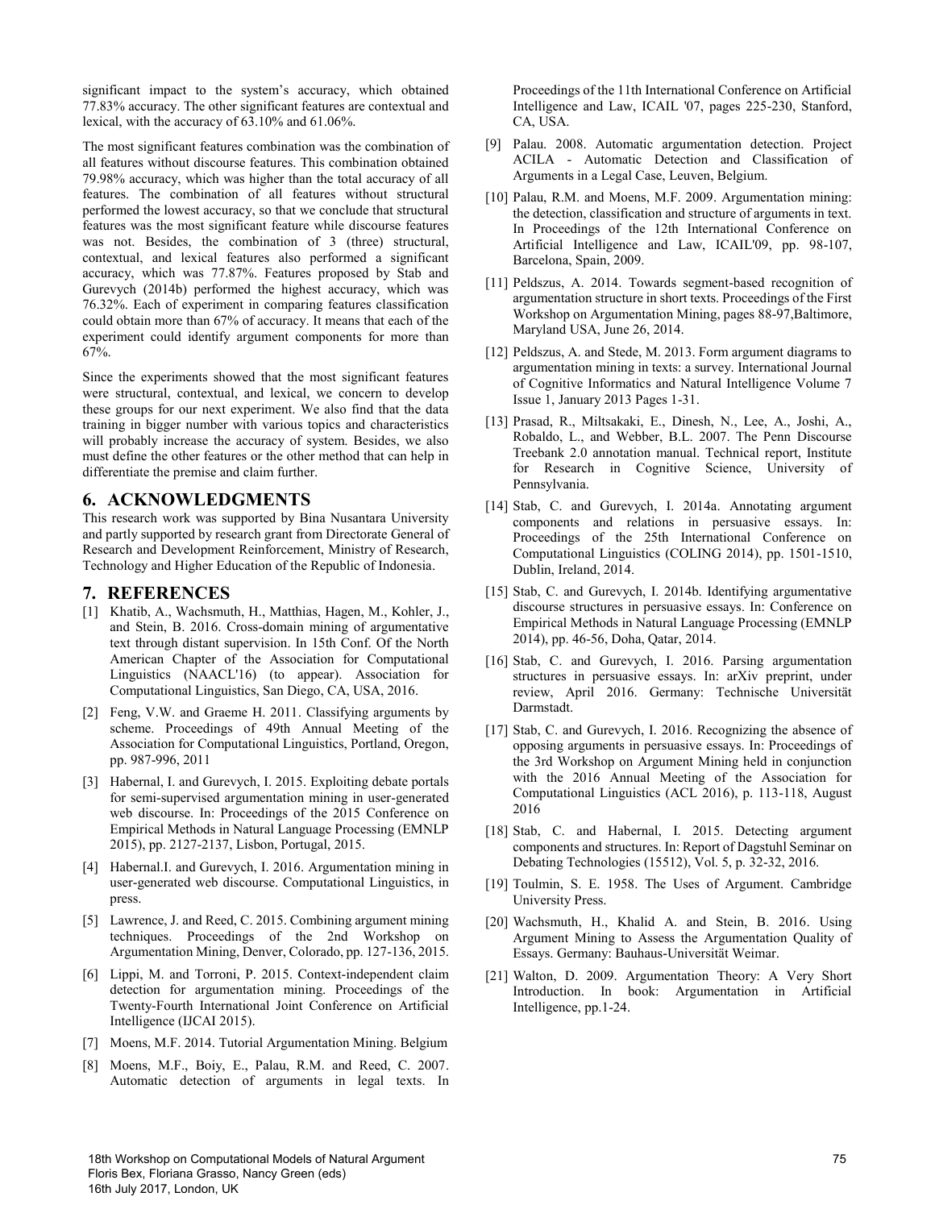significant impact to the system's accuracy, which obtained 77.83% accuracy. The other significant features are contextual and lexical, with the accuracy of 63.10% and 61.06%.

The most significant features combination was the combination of all features without discourse features. This combination obtained 79.98% accuracy, which was higher than the total accuracy of all features. The combination of all features without structural performed the lowest accuracy, so that we conclude that structural features was the most significant feature while discourse features was not. Besides, the combination of 3 (three) structural, contextual, and lexical features also performed a significant accuracy, which was 77.87%. Features proposed by Stab and Gurevych (2014b) performed the highest accuracy, which was 76.32%. Each of experiment in comparing features classification could obtain more than 67% of accuracy. It means that each of the experiment could identify argument components for more than 67%.

Since the experiments showed that the most significant features were structural, contextual, and lexical, we concern to develop these groups for our next experiment. We also find that the data training in bigger number with various topics and characteristics will probably increase the accuracy of system. Besides, we also must define the other features or the other method that can help in differentiate the premise and claim further.

## 6. ACKNOWLEDGMENTS

This research work was supported by Bina Nusantara University and partly supported by research grant from Directorate General of Research and Development Reinforcement, Ministry of Research, Technology and Higher Education of the Republic of Indonesia.

## 7. REFERENCES

[1] Khatib, A., Wachsmuth, H., Matthias, Hagen, M., Kohler, J., and Stein, B. 2016. Cross-domain mining of argumentative text through distant supervision. In 15th Conf. Of the North American Chapter of the Association for Computational Linguistics (NAACL'16) (to appear). Association for Computational Linguistics, San Diego, CA, USA, 2016.

[2] Feng, V.W. and Graeme H. 2011. Classifying arguments by scheme. Proceedings of 49th Annual Meeting of the Association for Computational Linguistics, Portland, Oregon, pp. 987-996, 2011

[3] Habernal, I. and Gurevych, I. 2015. Exploiting debate portals for semi-supervised argumentation mining in user-generated web discourse. In: Proceedings of the 2015 Conference on Empirical Methods in Natural Language Processing (EMNLP 2015), pp. 2127-2137, Lisbon, Portugal, 2015.

[4] Habernal.I. and Gurevych, I. 2016. Argumentation mining in user-generated web discourse. Computational Linguistics, in press.

[5] Lawrence, J. and Reed, C. 2015. Combining argument mining techniques. Proceedings of the 2nd Workshop on Argumentation Mining, Denver, Colorado, pp. 127-136, 2015.

[6] Lippi, M. and Torroni, P. 2015. Context-independent claim detection for argumentation mining. Proceedings of the Twenty-Fourth International Joint Conference on Artificial Intelligence (IJCAI 2015).

[7] Moens, M.F. 2014. Tutorial Argumentation Mining. Belgium

[8] Moens, M.F., Boiy, E., Palau, R.M. and Reed, C. 2007. Automatic detection of arguments in legal texts. In Proceedings of the 11th International Conference on Artificial Intelligence and Law, ICAIL '07, pages 225-230, Stanford, CA, USA.

[9] Palau. 2008. Automatic argumentation detection. Project ACILA - Automatic Detection and Classification of Arguments in a Legal Case, Leuven, Belgium.

[10] Palau, R.M. and Moens, M.F. 2009. Argumentation mining: the detection, classification and structure of arguments in text. In Proceedings of the 12th International Conference on Artificial Intelligence and Law, ICAIL'09, pp. 98-107, Barcelona, Spain, 2009.

[11] Peldszus, A. 2014. Towards segment-based recognition of argumentation structure in short texts. Proceedings of the First Workshop on Argumentation Mining, pages 88-97,Baltimore, Maryland USA, June 26, 2014.

[12] Peldszus, A. and Stede, M. 2013. Form argument diagrams to argumentation mining in texts: a survey. International Journal of Cognitive Informatics and Natural Intelligence Volume 7 Issue 1, January 2013 Pages 1-31.

[13] Prasad, R., Miltsakaki, E., Dinesh, N., Lee, A., Joshi, A., Robaldo, L., and Webber, B.L. 2007. The Penn Discourse Treebank 2.0 annotation manual. Technical report, Institute for Research in Cognitive Science, University of Pennsylvania.

[14] Stab, C. and Gurevych, I. 2014a. Annotating argument components and relations in persuasive essays. In: Proceedings of the 25th International Conference on Computational Linguistics (COLING 2014), pp. 1501-1510, Dublin, Ireland, 2014.

[15] Stab, C. and Gurevych, I. 2014b. Identifying argumentative discourse structures in persuasive essays. In: Conference on Empirical Methods in Natural Language Processing (EMNLP 2014), pp. 46-56, Doha, Qatar, 2014.

[16] Stab, C. and Gurevych, I. 2016. Parsing argumentation structures in persuasive essays. In: arXiv preprint, under review, April 2016. Germany: Technische Universität Darmstadt.

[17] Stab, C. and Gurevych, I. 2016. Recognizing the absence of opposing arguments in persuasive essays. In: Proceedings of the 3rd Workshop on Argument Mining held in conjunction with the 2016 Annual Meeting of the Association for Computational Linguistics (ACL 2016), p. 113-118, August 2016

[18] Stab, C. and Habernal, I. 2015. Detecting argument components and structures. In: Report of Dagstuhl Seminar on Debating Technologies (15512), Vol. 5, p. 32-32, 2016.

[19] Toulmin, S. E. 1958. The Uses of Argument. Cambridge University Press.

[20] Wachsmuth, H., Khalid A. and Stein, B. 2016. Using Argument Mining to Assess the Argumentation Quality of Essays. Germany: Bauhaus-Universität Weimar.

[21] Walton, D. 2009. Argumentation Theory: A Very Short Introduction. In book: Argumentation in Artificial Intelligence, pp.1-24.